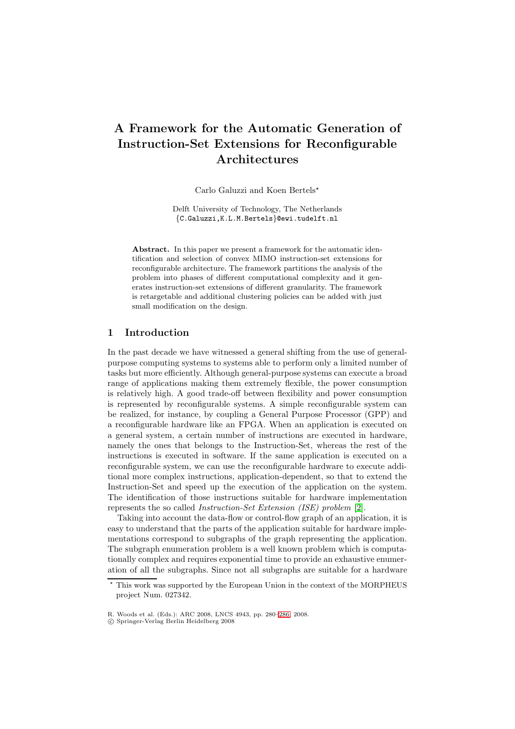# A Framework for the Automatic Generation of Instruction-Set Extensions for Reconfigurable Architectures

Carlo Galuzzi and Koen Bertels*

Delft University of Technology, The Netherlands
{C.Galuzzi,K.L.M.Bertels}@ewi.tudelft.nl

**Abstract.** In this paper we present a framework for the automatic identification and selection of convex MIMO instruction-set extensions for reconfigurable architecture. The framework partitions the analysis of the problem into phases of different computational complexity and it generates instruction-set extensions of different granularity. The framework is retargetable and additional clustering policies can be added with just small modification on the design.

## 1 Introduction

In the past decade we have witnessed a general shifting from the use of general-purpose computing systems to systems able to perform only a limited number of tasks but more efficiently. Although general-purpose systems can execute a broad range of applications making them extremely flexible, the power consumption is relatively high. A good trade-off between flexibility and power consumption is represented by reconfigurable systems. A simple reconfigurable system can be realized, for instance, by coupling a General Purpose Processor (GPP) and a reconfigurable hardware like an FPGA. When an application is executed on a general system, a certain number of instructions are executed in hardware, namely the ones that belongs to the Instruction-Set, whereas the rest of the instructions is executed in software. If the same application is executed on a reconfigurable system, we can use the reconfigurable hardware to execute additional more complex instructions, application-dependent, so that to extend the Instruction-Set and speed up the execution of the application on the system. The identification of those instructions suitable for hardware implementation represents the so called *Instruction-Set Extension (ISE) problem* [2].

Taking into account the data-flow or control-flow graph of an application, it is easy to understand that the parts of the application suitable for hardware implementations correspond to subgraphs of the graph representing the application. The subgraph enumeration problem is a well known problem which is computationally complex and requires exponential time to provide an exhaustive enumeration of all the subgraphs. Since not all subgraphs are suitable for a hardware

* This work was supported by the European Union in the context of the MORPHEUS project Num. 027342.

R. Woods et al. (Eds.): ARC 2008, LNCS 4943, pp. 280–286, 2008.
© Springer-Verlag Berlin Heidelberg 2008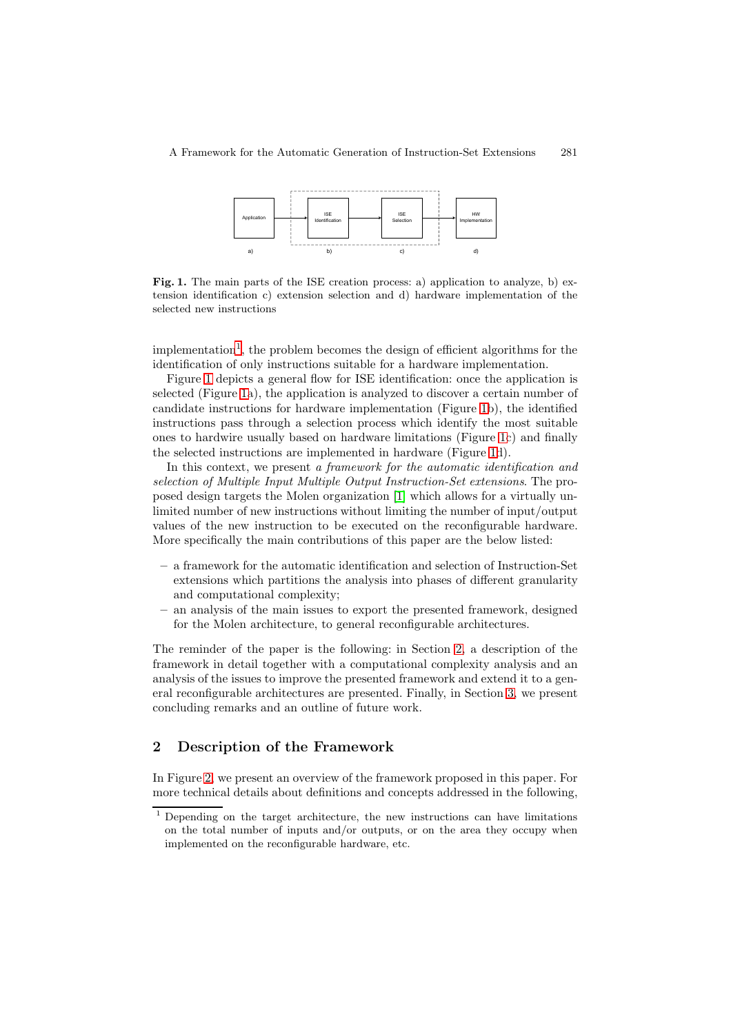Fig. 1. The main parts of the ISE creation process: a) application to analyze, b) extension identification c) extension selection and d) hardware implementation of the selected new instructions

implementation[1], the problem becomes the design of efficient algorithms for the identification of only instructions suitable for a hardware implementation.

Figure 1 depicts a general flow for ISE identification: once the application is selected (Figure 1a), the application is analyzed to discover a certain number of candidate instructions for hardware implementation (Figure 1b), the identified instructions pass through a selection process which identify the most suitable ones to hardwire usually based on hardware limitations (Figure 1c) and finally the selected instructions are implemented in hardware (Figure 1d).

In this context, we present *a framework for the automatic identification and selection of Multiple Input Multiple Output Instruction-Set extensions*. The proposed design targets the Molen organization [1] which allows for a virtually unlimited number of new instructions without limiting the number of input/output values of the new instruction to be executed on the reconfigurable hardware. More specifically the main contributions of this paper are the below listed:

- a framework for the automatic identification and selection of Instruction-Set extensions which partitions the analysis into phases of different granularity and computational complexity;
- an analysis of the main issues to export the presented framework, designed for the Molen architecture, to general reconfigurable architectures.

The reminder of the paper is the following: in Section 2, a description of the framework in detail together with a computational complexity analysis and an analysis of the issues to improve the presented framework and extend it to a general reconfigurable architectures are presented. Finally, in Section 3, we present concluding remarks and an outline of future work.

## 2 Description of the Framework

In Figure 2, we present an overview of the framework proposed in this paper. For more technical details about definitions and concepts addressed in the following,

[1] Depending on the target architecture, the new instructions can have limitations on the total number of inputs and/or outputs, or on the area they occupy when implemented on the reconfigurable hardware, etc.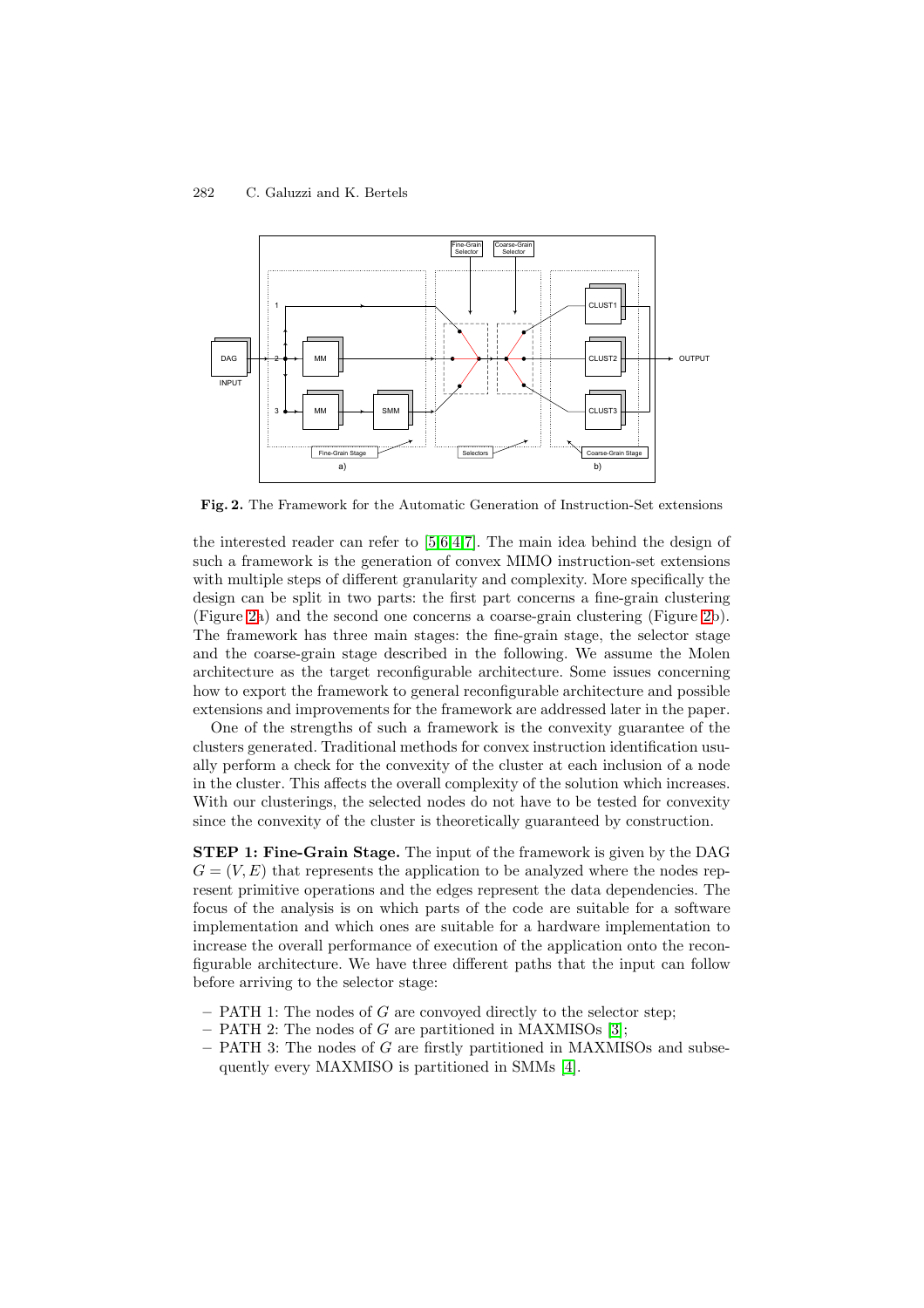**Fig. 2.** The Framework for the Automatic Generation of Instruction-Set extensions

the interested reader can refer to [5,6,4,7]. The main idea behind the design of such a framework is the generation of convex MIMO instruction-set extensions with multiple steps of different granularity and complexity. More specifically the design can be split in two parts: the first part concerns a fine-grain clustering (Figure 2a) and the second one concerns a coarse-grain clustering (Figure 2b). The framework has three main stages: the fine-grain stage, the selector stage and the coarse-grain stage described in the following. We assume the Molen architecture as the target reconfigurable architecture. Some issues concerning how to export the framework to general reconfigurable architecture and possible extensions and improvements for the framework are addressed later in the paper.

One of the strengths of such a framework is the convexity guarantee of the clusters generated. Traditional methods for convex instruction identification usually perform a check for the convexity of the cluster at each inclusion of a node in the cluster. This affects the overall complexity of the solution which increases. With our clusterings, the selected nodes do not have to be tested for convexity since the convexity of the cluster is theoretically guaranteed by construction.

**STEP 1: Fine-Grain Stage.** The input of the framework is given by the DAG $G = (V, E)$ that represents the application to be analyzed where the nodes represent primitive operations and the edges represent the data dependencies. The focus of the analysis is on which parts of the code are suitable for a software implementation and which ones are suitable for a hardware implementation to increase the overall performance of execution of the application onto the reconfigurable architecture. We have three different paths that the input can follow before arriving to the selector stage:

- PATH 1: The nodes of $G$ are convoyed directly to the selector step;
- PATH 2: The nodes of $G$ are partitioned in MAXMISOs [3];
- PATH 3: The nodes of $G$ are firstly partitioned in MAXMISOs and subsequently every MAXMISO is partitioned in SMMs [4].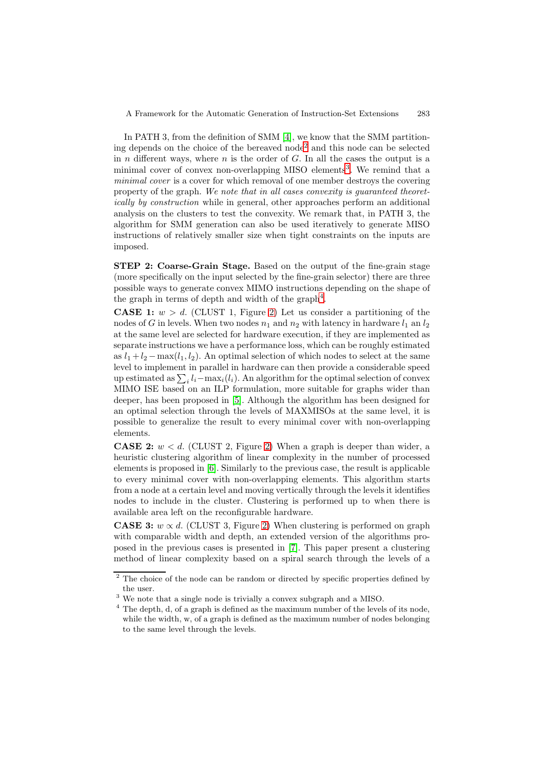In PATH 3, from the definition of SMM [4], we know that the SMM partitioning depends on the choice of the bereaved node[2] and this node can be selected in $n$ different ways, where $n$ is the order of $G$. In all the cases the output is a minimal cover of convex non-overlapping MISO elements[3]. We remind that a *minimal cover* is a cover for which removal of one member destroys the covering property of the graph. *We note that in all cases convexity is guaranteed theoretically by construction* while in general, other approaches perform an additional analysis on the clusters to test the convexity. We remark that, in PATH 3, the algorithm for SMM generation can also be used iteratively to generate MISO instructions of relatively smaller size when tight constraints on the inputs are imposed.

**STEP 2: Coarse-Grain Stage.** Based on the output of the fine-grain stage (more specifically on the input selected by the fine-grain selector) there are three possible ways to generate convex MIMO instructions depending on the shape of the graph in terms of depth and width of the graph[4].

**CASE 1:** $w > d$. (CLUST 1, Figure 2) Let us consider a partitioning of the nodes of $G$ in levels. When two nodes $n_1$ and $n_2$ with latency in hardware $l_1$ an $l_2$ at the same level are selected for hardware execution, if they are implemented as separate instructions we have a performance loss, which can be roughly estimated as $l_1 + l_2 - \max(l_1, l_2)$. An optimal selection of which nodes to select at the same level to implement in parallel in hardware can then provide a considerable speed up estimated as $\sum_i l_i - \max_i(l_i)$. An algorithm for the optimal selection of convex MIMO ISE based on an ILP formulation, more suitable for graphs wider than deeper, has been proposed in [5]. Although the algorithm has been designed for an optimal selection through the levels of MAXMISOs at the same level, it is possible to generalize the result to every minimal cover with non-overlapping elements.

**CASE 2:** $w < d$. (CLUST 2, Figure 2) When a graph is deeper than wider, a heuristic clustering algorithm of linear complexity in the number of processed elements is proposed in [6]. Similarly to the previous case, the result is applicable to every minimal cover with non-overlapping elements. This algorithm starts from a node at a certain level and moving vertically through the levels it identifies nodes to include in the cluster. Clustering is performed up to when there is available area left on the reconfigurable hardware.

**CASE 3:** $w \propto d$. (CLUST 3, Figure 2) When clustering is performed on graph with comparable width and depth, an extended version of the algorithms proposed in the previous cases is presented in [7]. This paper present a clustering method of linear complexity based on a spiral search through the levels of a

[2] The choice of the node can be random or directed by specific properties defined by the user.

[3] We note that a single node is trivially a convex subgraph and a MISO.

[4] The depth, d, of a graph is defined as the maximum number of the levels of its node, while the width, w, of a graph is defined as the maximum number of nodes belonging to the same level through the levels.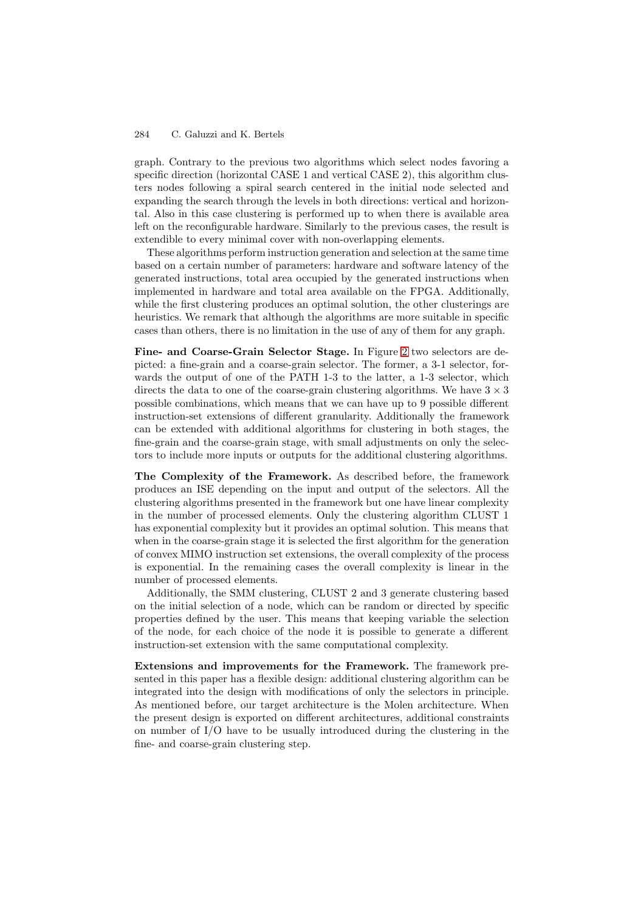graph. Contrary to the previous two algorithms which select nodes favoring a specific direction (horizontal CASE 1 and vertical CASE 2), this algorithm clusters nodes following a spiral search centered in the initial node selected and expanding the search through the levels in both directions: vertical and horizontal. Also in this case clustering is performed up to when there is available area left on the reconfigurable hardware. Similarly to the previous cases, the result is extendible to every minimal cover with non-overlapping elements.

These algorithms perform instruction generation and selection at the same time based on a certain number of parameters: hardware and software latency of the generated instructions, total area occupied by the generated instructions when implemented in hardware and total area available on the FPGA. Additionally, while the first clustering produces an optimal solution, the other clusterings are heuristics. We remark that although the algorithms are more suitable in specific cases than others, there is no limitation in the use of any of them for any graph.

**Fine- and Coarse-Grain Selector Stage.** In Figure 2 two selectors are depicted: a fine-grain and a coarse-grain selector. The former, a 3-1 selector, forwards the output of one of the PATH 1-3 to the latter, a 1-3 selector, which directs the data to one of the coarse-grain clustering algorithms. We have $3 \times 3$ possible combinations, which means that we can have up to 9 possible different instruction-set extensions of different granularity. Additionally the framework can be extended with additional algorithms for clustering in both stages, the fine-grain and the coarse-grain stage, with small adjustments on only the selectors to include more inputs or outputs for the additional clustering algorithms.

**The Complexity of the Framework.** As described before, the framework produces an ISE depending on the input and output of the selectors. All the clustering algorithms presented in the framework but one have linear complexity in the number of processed elements. Only the clustering algorithm CLUST 1 has exponential complexity but it provides an optimal solution. This means that when in the coarse-grain stage it is selected the first algorithm for the generation of convex MIMO instruction set extensions, the overall complexity of the process is exponential. In the remaining cases the overall complexity is linear in the number of processed elements.

Additionally, the SMM clustering, CLUST 2 and 3 generate clustering based on the initial selection of a node, which can be random or directed by specific properties defined by the user. This means that keeping variable the selection of the node, for each choice of the node it is possible to generate a different instruction-set extension with the same computational complexity.

**Extensions and improvements for the Framework.** The framework presented in this paper has a flexible design: additional clustering algorithm can be integrated into the design with modifications of only the selectors in principle. As mentioned before, our target architecture is the Molen architecture. When the present design is exported on different architectures, additional constraints on number of I/O have to be usually introduced during the clustering in the fine- and coarse-grain clustering step.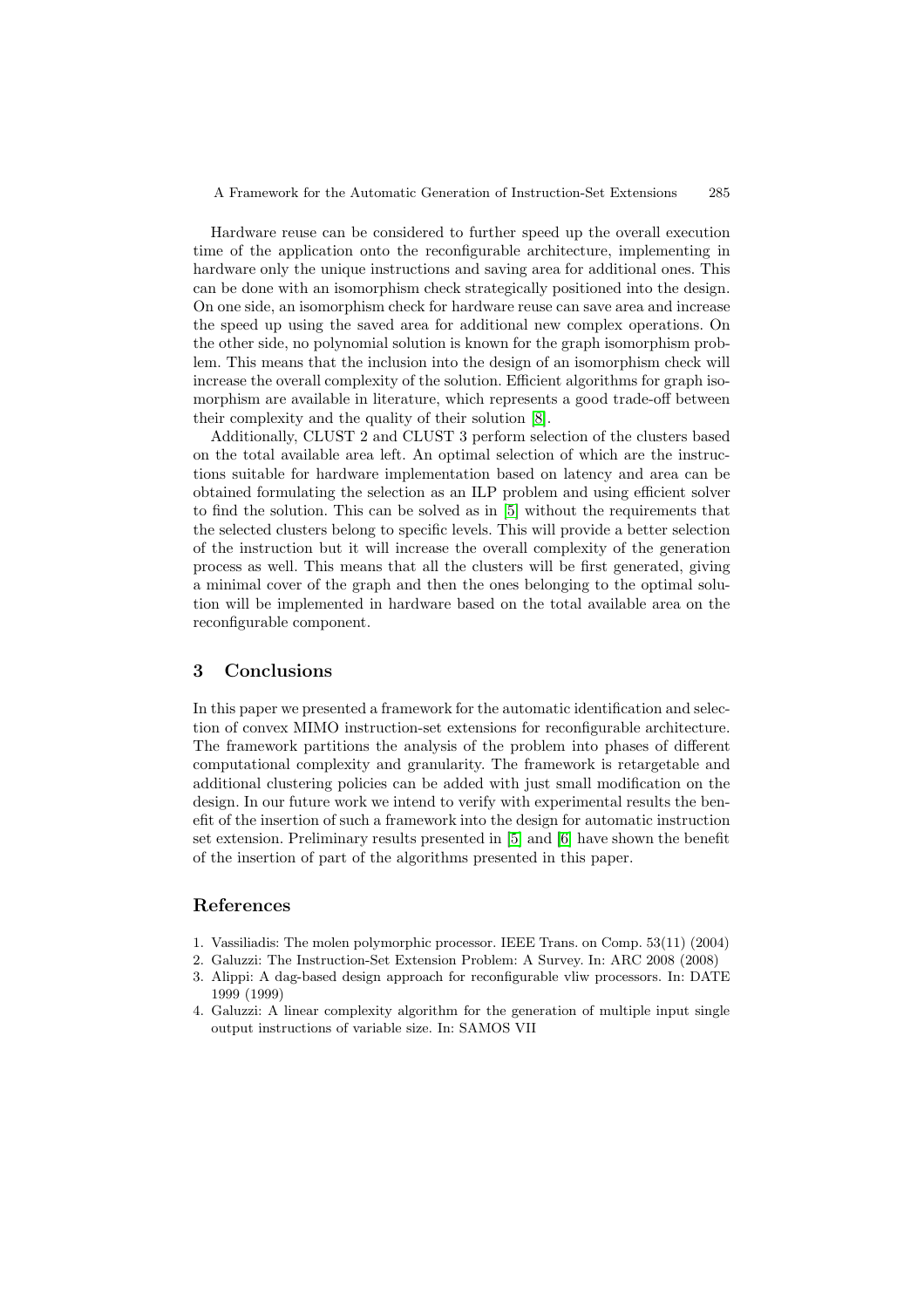Hardware reuse can be considered to further speed up the overall execution time of the application onto the reconfigurable architecture, implementing in hardware only the unique instructions and saving area for additional ones. This can be done with an isomorphism check strategically positioned into the design. On one side, an isomorphism check for hardware reuse can save area and increase the speed up using the saved area for additional new complex operations. On the other side, no polynomial solution is known for the graph isomorphism problem. This means that the inclusion into the design of an isomorphism check will increase the overall complexity of the solution. Efficient algorithms for graph isomorphism are available in literature, which represents a good trade-off between their complexity and the quality of their solution [8].

Additionally, CLUST 2 and CLUST 3 perform selection of the clusters based on the total available area left. An optimal selection of which are the instructions suitable for hardware implementation based on latency and area can be obtained formulating the selection as an ILP problem and using efficient solver to find the solution. This can be solved as in [5] without the requirements that the selected clusters belong to specific levels. This will provide a better selection of the instruction but it will increase the overall complexity of the generation process as well. This means that all the clusters will be first generated, giving a minimal cover of the graph and then the ones belonging to the optimal solution will be implemented in hardware based on the total available area on the reconfigurable component.

## 3 Conclusions

In this paper we presented a framework for the automatic identification and selection of convex MIMO instruction-set extensions for reconfigurable architecture. The framework partitions the analysis of the problem into phases of different computational complexity and granularity. The framework is retargetable and additional clustering policies can be added with just small modification on the design. In our future work we intend to verify with experimental results the benefit of the insertion of such a framework into the design for automatic instruction set extension. Preliminary results presented in [5] and [6] have shown the benefit of the insertion of part of the algorithms presented in this paper.

## References

1. Vassiliadis: The molen polymorphic processor. IEEE Trans. on Comp. 53(11) (2004)
2. Galuzzi: The Instruction-Set Extension Problem: A Survey. In: ARC 2008 (2008)
3. Alippi: A dag-based design approach for reconfigurable vliw processors. In: DATE 1999 (1999)
4. Galuzzi: A linear complexity algorithm for the generation of multiple input single output instructions of variable size. In: SAMOS VII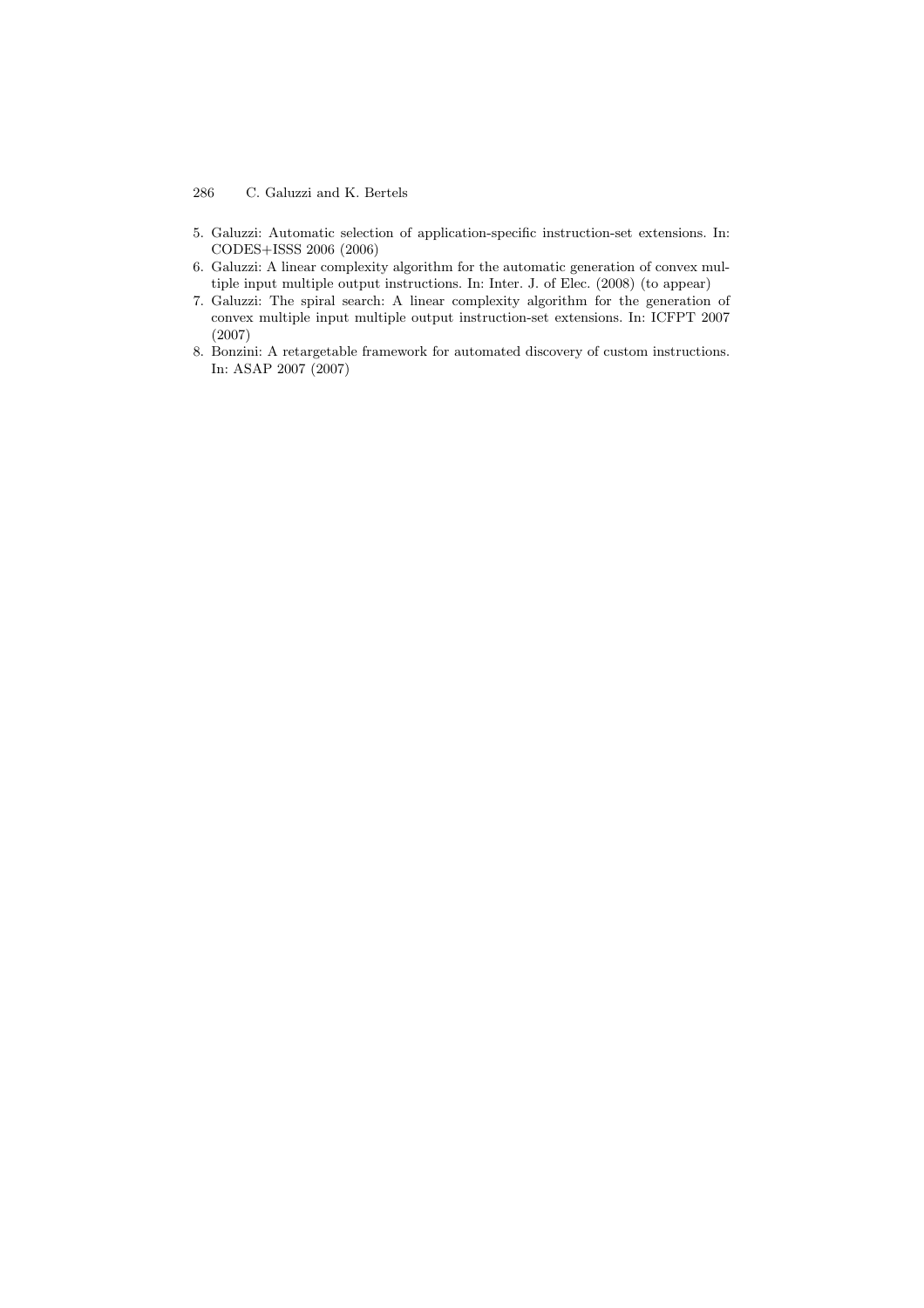5. Galuzzi: Automatic selection of application-specific instruction-set extensions. In: CODES+ISSS 2006 (2006)
6. Galuzzi: A linear complexity algorithm for the automatic generation of convex multiple input multiple output instructions. In: Inter. J. of Elec. (2008) (to appear)
7. Galuzzi: The spiral search: A linear complexity algorithm for the generation of convex multiple input multiple output instruction-set extensions. In: ICFPT 2007 (2007)
8. Bonzini: A retargetable framework for automated discovery of custom instructions. In: ASAP 2007 (2007)